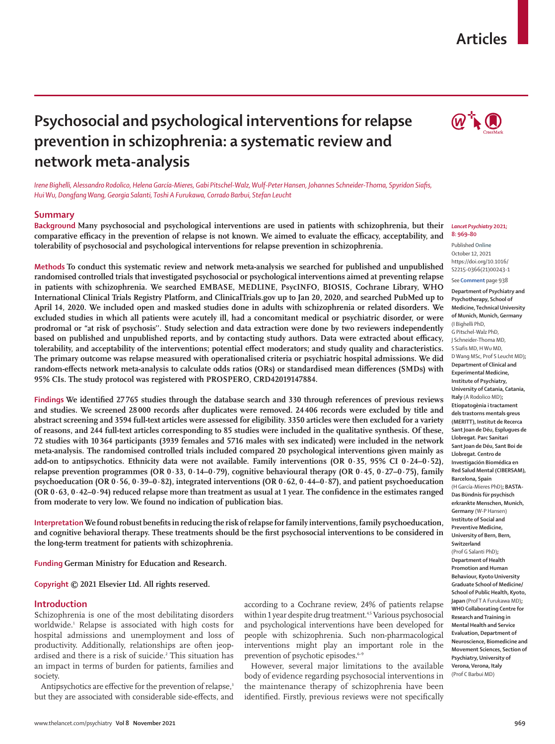# Psychosocial and psychological interventions for relapse prevention in schizophrenia: a systematic review and network meta-analysis

*Irene Bighelli, Alessandro Rodolico, Helena García-Mieres, Gabi Pitschel-Walz, Wulf-Peter Hansen, Johannes Schneider-Thoma, Spyridon Siafis, Hui Wu, Dongfang Wang, Georgia Salanti, Toshi A Furukawa, Corrado Barbui, Stefan Leucht*

## Summary

**Background** Many psychosocial and psychological interventions are used in patients with schizophrenia, but their comparative efficacy in the prevention of relapse is not known. We aimed to evaluate the efficacy, acceptability, and tolerability of psychosocial and psychological interventions for relapse prevention in schizophrenia.

**Methods** To conduct this systematic review and network meta-analysis we searched for published and unpublished randomised controlled trials that investigated psychosocial or psychological interventions aimed at preventing relapse in patients with schizophrenia. We searched EMBASE, MEDLINE, PsycINFO, BIOSIS, Cochrane Library, WHO International Clinical Trials Registry Platform, and ClinicalTrials.gov up to Jan 20, 2020, and searched PubMed up to April 14, 2020. We included open and masked studies done in adults with schizophrenia or related disorders. We excluded studies in which all patients were acutely ill, had a concomitant medical or psychiatric disorder, or were prodromal or "at risk of psychosis". Study selection and data extraction were done by two reviewers independently based on published and unpublished reports, and by contacting study authors. Data were extracted about efficacy, tolerability, and acceptability of the interventions; potential effect moderators; and study quality and characteristics. The primary outcome was relapse measured with operationalised criteria or psychiatric hospital admissions. We did random-effects network meta-analysis to calculate odds ratios (ORs) or standardised mean differences (SMDs) with 95% CIs. The study protocol was registered with PROSPERO, CRD42019147884.

**Findings** We identified 27 765 studies through the database search and 330 through references of previous reviews and studies. We screened 28 000 records after duplicates were removed. 24 406 records were excluded by title and abstract screening and 3594 full-text articles were assessed for eligibility. 3350 articles were then excluded for a variety of reasons, and 244 full-text articles corresponding to 85 studies were included in the qualitative synthesis. Of these, 72 studies with 10 364 participants (3939 females and 5716 males with sex indicated) were included in the network meta-analysis. The randomised controlled trials included compared 20 psychological interventions given mainly as add-on to antipsychotics. Ethnicity data were not available. Family interventions (OR 0·35, 95% CI 0·24–0·52), relapse prevention programmes (OR 0·33, 0·14–0·79), cognitive behavioural therapy (OR 0·45, 0·27–0·75), family psychoeducation (OR 0·56, 0·39–0·82), integrated interventions (OR 0·62, 0·44–0·87), and patient psychoeducation (OR 0·63, 0·42–0·94) reduced relapse more than treatment as usual at 1 year. The confidence in the estimates ranged from moderate to very low. We found no indication of publication bias.

**Interpretation** We found robust benefits in reducing the risk of relapse for family interventions, family psychoeducation, and cognitive behavioral therapy. These treatments should be the first psychosocial interventions to be considered in the long-term treatment for patients with schizophrenia.

**Funding** German Ministry for Education and Research.

**Copyright** © 2021 Elsevier Ltd. All rights reserved.

*Lancet Psychiatry* 2021; 8: 969–80

Published **Online** October 12, 2021 https://doi.org/10.1016/S2215-0366(21)00243-1

See **Comment** page 938

**Department of Psychiatry and Psychotherapy, School of Medicine, Technical University of Munich, Munich, Germany** (I Bighelli PhD, G Pitschel-Walz PhD, J Schneider-Thoma MD, S Siafis MD, H Wu MD, D Wang MSc, Prof S Leucht MD)**; Department of Clinical and Experimental Medicine, Institute of Psychiatry, University of Catania, Catania, Italy** (A Rodolico MD)**; Etiopatogènia i tractament dels trastorns mentals greus (MERITT), Institut de Recerca Sant Joan de Déu, Esplugues de Llobregat. Parc Sanitari Sant Joan de Déu, Sant Boi de Llobregat. Centro de Investigación Biomédica en Red Salud Mental (CIBERSAM), Barcelona, Spain** (H García-Mieres PhD)**; BASTA-Das Bündnis für psychisch erkrankte Menschen, Munich, Germany** (W-P Hansen)**; Institute of Social and Preventive Medicine, University of Bern, Bern, Switzerland** (Prof G Salanti PhD)**; Department of Health Promotion and Human Behaviour, Kyoto University Graduate School of Medicine/ School of Public Health, Kyoto, Japan** (Prof T A Furukawa MD)**; WHO Collaborating Centre for Research and Training in Mental Health and Service Evaluation, Department of Neuroscience, Biomedicine and Movement Sciences, Section of Psychiatry, University of Verona, Verona, Italy** (Prof C Barbui MD)

## Introduction

Schizophrenia is one of the most debilitating disorders worldwide.[1] Relapse is associated with high costs for hospital admissions and unemployment and loss of productivity. Additionally, relationships are often jeopardised and there is a risk of suicide.[2] This situation has an impact in terms of burden for patients, families and society.

Antipsychotics are effective for the prevention of relapse,[3] but they are associated with considerable side-effects, and according to a Cochrane review, 24% of patients relapse within 1 year despite drug treatment.[4,5] Various psychosocial and psychological interventions have been developed for people with schizophrenia. Such non-pharmacological interventions might play an important role in the prevention of psychotic episodes.[6–9]

However, several major limitations to the available body of evidence regarding psychosocial interventions in the maintenance therapy of schizophrenia have been identified. Firstly, previous reviews were not specifically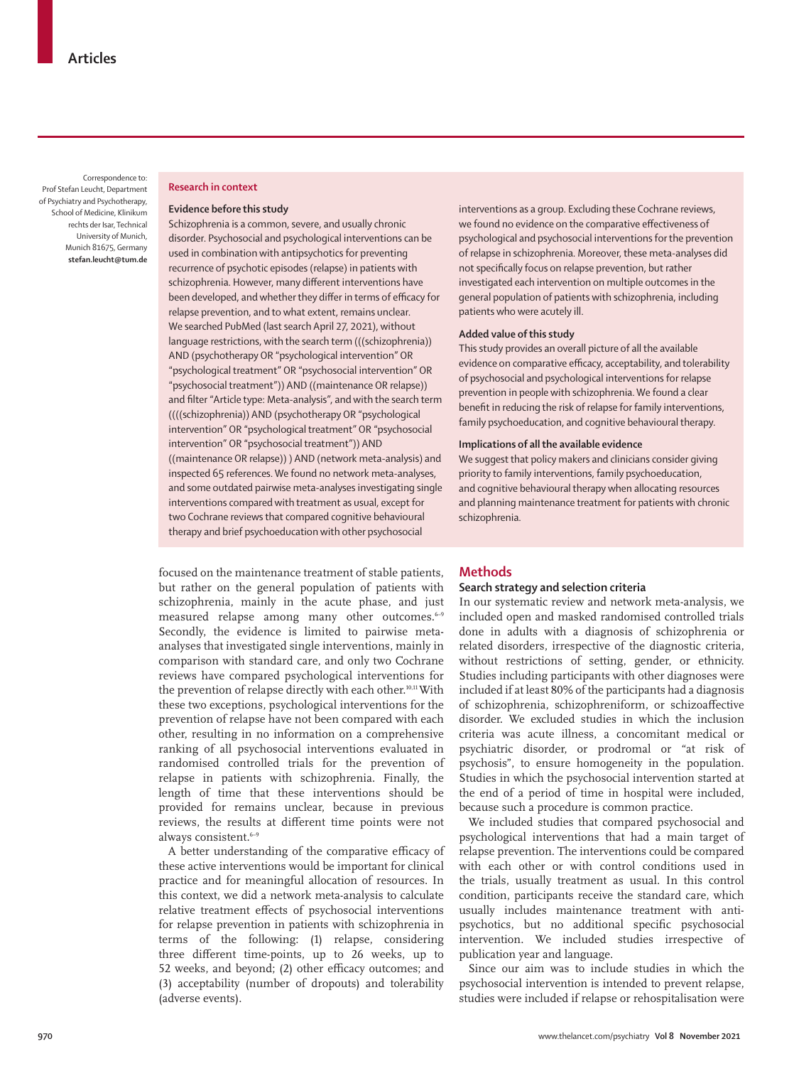Correspondence to: Prof Stefan Leucht, Department of Psychiatry and Psychotherapy, School of Medicine, Klinikum rechts der Isar, Technical University of Munich, Munich 81675, Germany **stefan.leucht@tum.de**

## Research in context

### Evidence before this study

Schizophrenia is a common, severe, and usually chronic disorder. Psychosocial and psychological interventions can be used in combination with antipsychotics for preventing recurrence of psychotic episodes (relapse) in patients with schizophrenia. However, many different interventions have been developed, and whether they differ in terms of efficacy for relapse prevention, and to what extent, remains unclear. We searched PubMed (last search April 27, 2021), without language restrictions, with the search term (((schizophrenia)) AND (psychotherapy OR "psychological intervention" OR "psychological treatment" OR "psychosocial intervention" OR "psychosocial treatment")) AND ((maintenance OR relapse)) and filter "Article type: Meta-analysis", and with the search term ((((schizophrenia)) AND (psychotherapy OR "psychological intervention" OR "psychological treatment" OR "psychosocial intervention" OR "psychosocial treatment")) AND ((maintenance OR relapse)) ) AND (network meta-analysis) and inspected 65 references. We found no network meta-analyses, and some outdated pairwise meta-analyses investigating single interventions compared with treatment as usual, except for two Cochrane reviews that compared cognitive behavioural therapy and brief psychoeducation with other psychosocial interventions as a group. Excluding these Cochrane reviews, we found no evidence on the comparative effectiveness of psychological and psychosocial interventions for the prevention of relapse in schizophrenia. Moreover, these meta-analyses did not specifically focus on relapse prevention, but rather investigated each intervention on multiple outcomes in the general population of patients with schizophrenia, including patients who were acutely ill.

### Added value of this study

This study provides an overall picture of all the available evidence on comparative efficacy, acceptability, and tolerability of psychosocial and psychological interventions for relapse prevention in people with schizophrenia. We found a clear benefit in reducing the risk of relapse for family interventions, family psychoeducation, and cognitive behavioural therapy.

### Implications of all the available evidence

We suggest that policy makers and clinicians consider giving priority to family interventions, family psychoeducation, and cognitive behavioural therapy when allocating resources and planning maintenance treatment for patients with chronic schizophrenia.

focused on the maintenance treatment of stable patients, but rather on the general population of patients with schizophrenia, mainly in the acute phase, and just measured relapse among many other outcomes.[6–9] Secondly, the evidence is limited to pairwise meta-analyses that investigated single interventions, mainly in comparison with standard care, and only two Cochrane reviews have compared psychological interventions for the prevention of relapse directly with each other.[10,11] With these two exceptions, psychological interventions for the prevention of relapse have not been compared with each other, resulting in no information on a comprehensive ranking of all psychosocial interventions evaluated in randomised controlled trials for the prevention of relapse in patients with schizophrenia. Finally, the length of time that these interventions should be provided for remains unclear, because in previous reviews, the results at different time points were not always consistent.[6–9]

A better understanding of the comparative efficacy of these active interventions would be important for clinical practice and for meaningful allocation of resources. In this context, we did a network meta-analysis to calculate relative treatment effects of psychosocial interventions for relapse prevention in patients with schizophrenia in terms of the following: (1) relapse, considering three different time-points, up to 26 weeks, up to 52 weeks, and beyond; (2) other efficacy outcomes; and (3) acceptability (number of dropouts) and tolerability (adverse events).

## Methods

### Search strategy and selection criteria

In our systematic review and network meta-analysis, we included open and masked randomised controlled trials done in adults with a diagnosis of schizophrenia or related disorders, irrespective of the diagnostic criteria, without restrictions of setting, gender, or ethnicity. Studies including participants with other diagnoses were included if at least 80% of the participants had a diagnosis of schizophrenia, schizophreniform, or schizoaffective disorder. We excluded studies in which the inclusion criteria was acute illness, a concomitant medical or psychiatric disorder, or prodromal or "at risk of psychosis", to ensure homogeneity in the population. Studies in which the psychosocial intervention started at the end of a period of time in hospital were included, because such a procedure is common practice.

We included studies that compared psychosocial and psychological interventions that had a main target of relapse prevention. The interventions could be compared with each other or with control conditions used in the trials, usually treatment as usual. In this control condition, participants receive the standard care, which usually includes maintenance treatment with antipsychotics, but no additional specific psychosocial intervention. We included studies irrespective of publication year and language.

Since our aim was to include studies in which the psychosocial intervention is intended to prevent relapse, studies were included if relapse or rehospitalisation were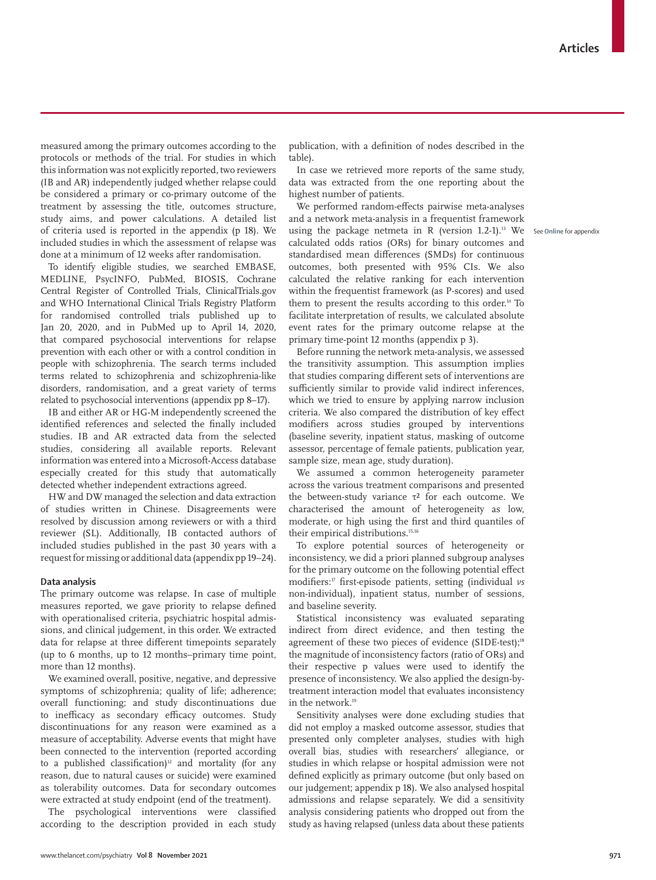measured among the primary outcomes according to the protocols or methods of the trial. For studies in which this information was not explicitly reported, two reviewers (IB and AR) independently judged whether relapse could be considered a primary or co-primary outcome of the treatment by assessing the title, outcomes structure, study aims, and power calculations. A detailed list of criteria used is reported in the appendix (p 18). We included studies in which the assessment of relapse was done at a minimum of 12 weeks after randomisation.

To identify eligible studies, we searched EMBASE, MEDLINE, PsycINFO, PubMed, BIOSIS, Cochrane Central Register of Controlled Trials, ClinicalTrials.gov and WHO International Clinical Trials Registry Platform for randomised controlled trials published up to Jan 20, 2020, and in PubMed up to April 14, 2020, that compared psychosocial interventions for relapse prevention with each other or with a control condition in people with schizophrenia. The search terms included terms related to schizophrenia and schizophrenia-like disorders, randomisation, and a great variety of terms related to psychosocial interventions (appendix pp 8–17).

IB and either AR or HG-M independently screened the identified references and selected the finally included studies. IB and AR extracted data from the selected studies, considering all available reports. Relevant information was entered into a Microsoft-Access database especially created for this study that automatically detected whether independent extractions agreed.

HW and DW managed the selection and data extraction of studies written in Chinese. Disagreements were resolved by discussion among reviewers or with a third reviewer (SL). Additionally, IB contacted authors of included studies published in the past 30 years with a request for missing or additional data (appendix pp 19–24).

## Data analysis

The primary outcome was relapse. In case of multiple measures reported, we gave priority to relapse defined with operationalised criteria, psychiatric hospital admissions, and clinical judgement, in this order. We extracted data for relapse at three different timepoints separately (up to 6 months, up to 12 months–primary time point, more than 12 months).

We examined overall, positive, negative, and depressive symptoms of schizophrenia; quality of life; adherence; overall functioning; and study discontinuations due to inefficacy as secondary efficacy outcomes. Study discontinuations for any reason were examined as a measure of acceptability. Adverse events that might have been connected to the intervention (reported according to a published classification)[12] and mortality (for any reason, due to natural causes or suicide) were examined as tolerability outcomes. Data for secondary outcomes were extracted at study endpoint (end of the treatment).

The psychological interventions were classified according to the description provided in each study publication, with a definition of nodes described in the table).

In case we retrieved more reports of the same study, data was extracted from the one reporting about the highest number of patients.

We performed random-effects pairwise meta-analyses and a network meta-analysis in a frequentist framework using the package netmeta in R (version 1.2-1).[13] We calculated odds ratios (ORs) for binary outcomes and standardised mean differences (SMDs) for continuous outcomes, both presented with 95% CIs. We also calculated the relative ranking for each intervention within the frequentist framework (as P-scores) and used them to present the results according to this order.[14] To facilitate interpretation of results, we calculated absolute event rates for the primary outcome relapse at the primary time-point 12 months (appendix p 3).

See Online for appendix

Before running the network meta-analysis, we assessed the transitivity assumption. This assumption implies that studies comparing different sets of interventions are sufficiently similar to provide valid indirect inferences, which we tried to ensure by applying narrow inclusion criteria. We also compared the distribution of key effect modifiers across studies grouped by interventions (baseline severity, inpatient status, masking of outcome assessor, percentage of female patients, publication year, sample size, mean age, study duration).

We assumed a common heterogeneity parameter across the various treatment comparisons and presented the between-study variance $\tau^2$ for each outcome. We characterised the amount of heterogeneity as low, moderate, or high using the first and third quantiles of their empirical distributions.[15,16]

To explore potential sources of heterogeneity or inconsistency, we did a priori planned subgroup analyses for the primary outcome on the following potential effect modifiers:[17] first-episode patients, setting (individual *vs* non-individual), inpatient status, number of sessions, and baseline severity.

Statistical inconsistency was evaluated separating indirect from direct evidence, and then testing the agreement of these two pieces of evidence (SIDE-test);[18] the magnitude of inconsistency factors (ratio of ORs) and their respective p values were used to identify the presence of inconsistency. We also applied the design-by-treatment interaction model that evaluates inconsistency in the network.[19]

Sensitivity analyses were done excluding studies that did not employ a masked outcome assessor, studies that presented only completer analyses, studies with high overall bias, studies with researchers' allegiance, or studies in which relapse or hospital admission were not defined explicitly as primary outcome (but only based on our judgement; appendix p 18). We also analysed hospital admissions and relapse separately. We did a sensitivity analysis considering patients who dropped out from the study as having relapsed (unless data about these patients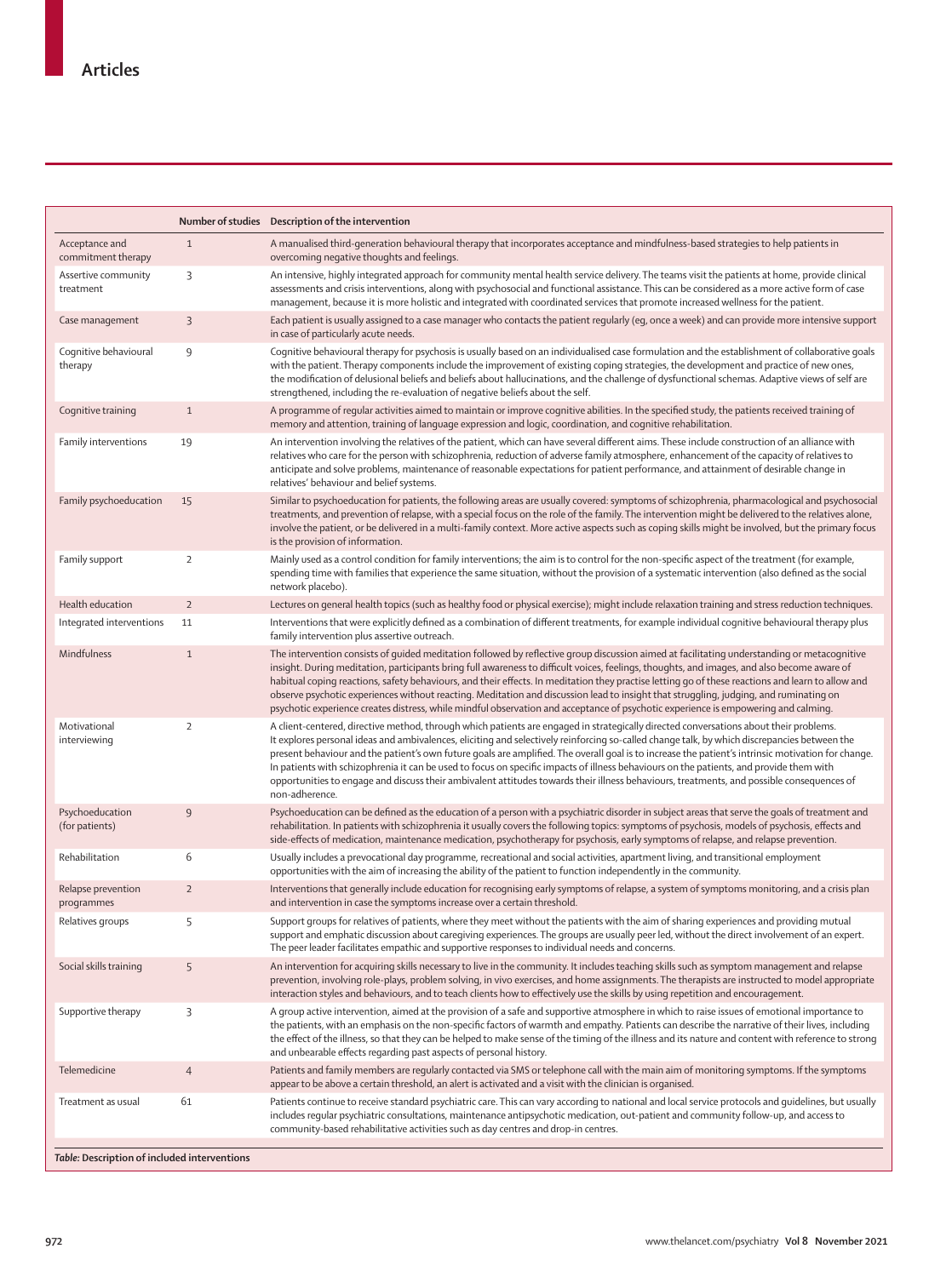| | Number of studies | Description of the intervention |
|---|---|---|
| Acceptance and commitment therapy | 1 | A manualised third-generation behavioural therapy that incorporates acceptance and mindfulness-based strategies to help patients in overcoming negative thoughts and feelings. |
| Assertive community treatment | 3 | An intensive, highly integrated approach for community mental health service delivery. The teams visit the patients at home, provide clinical assessments and crisis interventions, along with psychosocial and functional assistance. This can be considered as a more active form of case management, because it is more holistic and integrated with coordinated services that promote increased wellness for the patient. |
| Case management | 3 | Each patient is usually assigned to a case manager who contacts the patient regularly (eg, once a week) and can provide more intensive support in case of particularly acute needs. |
| Cognitive behavioural therapy | 9 | Cognitive behavioural therapy for psychosis is usually based on an individualised case formulation and the establishment of collaborative goals with the patient. Therapy components include the improvement of existing coping strategies, the development and practice of new ones, the modification of delusional beliefs and beliefs about hallucinations, and the challenge of dysfunctional schemas. Adaptive views of self are strengthened, including the re-evaluation of negative beliefs about the self. |
| Cognitive training | 1 | A programme of regular activities aimed to maintain or improve cognitive abilities. In the specified study, the patients received training of memory and attention, training of language expression and logic, coordination, and cognitive rehabilitation. |
| Family interventions | 19 | An intervention involving the relatives of the patient, which can have several different aims. These include construction of an alliance with relatives who care for the person with schizophrenia, reduction of adverse family atmosphere, enhancement of the capacity of relatives to anticipate and solve problems, maintenance of reasonable expectations for patient performance, and attainment of desirable change in relatives' behaviour and belief systems. |
| Family psychoeducation | 15 | Similar to psychoeducation for patients, the following areas are usually covered: symptoms of schizophrenia, pharmacological and psychosocial treatments, and prevention of relapse, with a special focus on the role of the family. The intervention might be delivered to the relatives alone, involve the patient, or be delivered in a multi-family context. More active aspects such as coping skills might be involved, but the primary focus is the provision of information. |
| Family support | 2 | Mainly used as a control condition for family interventions; the aim is to control for the non-specific aspect of the treatment (for example, spending time with families that experience the same situation, without the provision of a systematic intervention (also defined as the social network placebo). |
| Health education | 2 | Lectures on general health topics (such as healthy food or physical exercise); might include relaxation training and stress reduction techniques. |
| Integrated interventions | 11 | Interventions that were explicitly defined as a combination of different treatments, for example individual cognitive behavioural therapy plus family intervention plus assertive outreach. |
| Mindfulness | 1 | The intervention consists of guided meditation followed by reflective group discussion aimed at facilitating understanding or metacognitive insight. During meditation, participants bring full awareness to difficult voices, feelings, thoughts, and images, and also become aware of habitual coping reactions, safety behaviours, and their effects. In meditation they practise letting go of these reactions and learn to allow and observe psychotic experiences without reacting. Meditation and discussion lead to insight that struggling, judging, and ruminating on psychotic experience creates distress, while mindful observation and acceptance of psychotic experience is empowering and calming. |
| Motivational interviewing | 2 | A client-centered, directive method, through which patients are engaged in strategically directed conversations about their problems. It explores personal ideas and ambivalences, eliciting and selectively reinforcing so-called change talk, by which discrepancies between the present behaviour and the patient's own future goals are amplified. The overall goal is to increase the patient's intrinsic motivation for change. In patients with schizophrenia it can be used to focus on specific impacts of illness behaviours on the patients, and provide them with opportunities to engage and discuss their ambivalent attitudes towards their illness behaviours, treatments, and possible consequences of non-adherence. |
| Psychoeducation (for patients) | 9 | Psychoeducation can be defined as the education of a person with a psychiatric disorder in subject areas that serve the goals of treatment and rehabilitation. In patients with schizophrenia it usually covers the following topics: symptoms of psychosis, models of psychosis, effects and side-effects of medication, maintenance medication, psychotherapy for psychosis, early symptoms of relapse, and relapse prevention. |
| Rehabilitation | 6 | Usually includes a prevocational day programme, recreational and social activities, apartment living, and transitional employment opportunities with the aim of increasing the ability of the patient to function independently in the community. |
| Relapse prevention programmes | 2 | Interventions that generally include education for recognising early symptoms of relapse, a system of symptoms monitoring, and a crisis plan and intervention in case the symptoms increase over a certain threshold. |
| Relatives groups | 5 | Support groups for relatives of patients, where they meet without the patients with the aim of sharing experiences and providing mutual support and emphatic discussion about caregiving experiences. The groups are usually peer led, without the direct involvement of an expert. The peer leader facilitates empathic and supportive responses to individual needs and concerns. |
| Social skills training | 5 | An intervention for acquiring skills necessary to live in the community. It includes teaching skills such as symptom management and relapse prevention, involving role-plays, problem solving, in vivo exercises, and home assignments. The therapists are instructed to model appropriate interaction styles and behaviours, and to teach clients how to effectively use the skills by using repetition and encouragement. |
| Supportive therapy | 3 | A group active intervention, aimed at the provision of a safe and supportive atmosphere in which to raise issues of emotional importance to the patients, with an emphasis on the non-specific factors of warmth and empathy. Patients can describe the narrative of their lives, including the effect of the illness, so that they can be helped to make sense of the timing of the illness and its nature and content with reference to strong and unbearable effects regarding past aspects of personal history. |
| Telemedicine | 4 | Patients and family members are regularly contacted via SMS or telephone call with the main aim of monitoring symptoms. If the symptoms appear to be above a certain threshold, an alert is activated and a visit with the clinician is organised. |
| Treatment as usual | 61 | Patients continue to receive standard psychiatric care. This can vary according to national and local service protocols and guidelines, but usually includes regular psychiatric consultations, maintenance antipsychotic medication, out-patient and community follow-up, and access to community-based rehabilitative activities such as day centres and drop-in centres. |

*Table:* **Description of included interventions**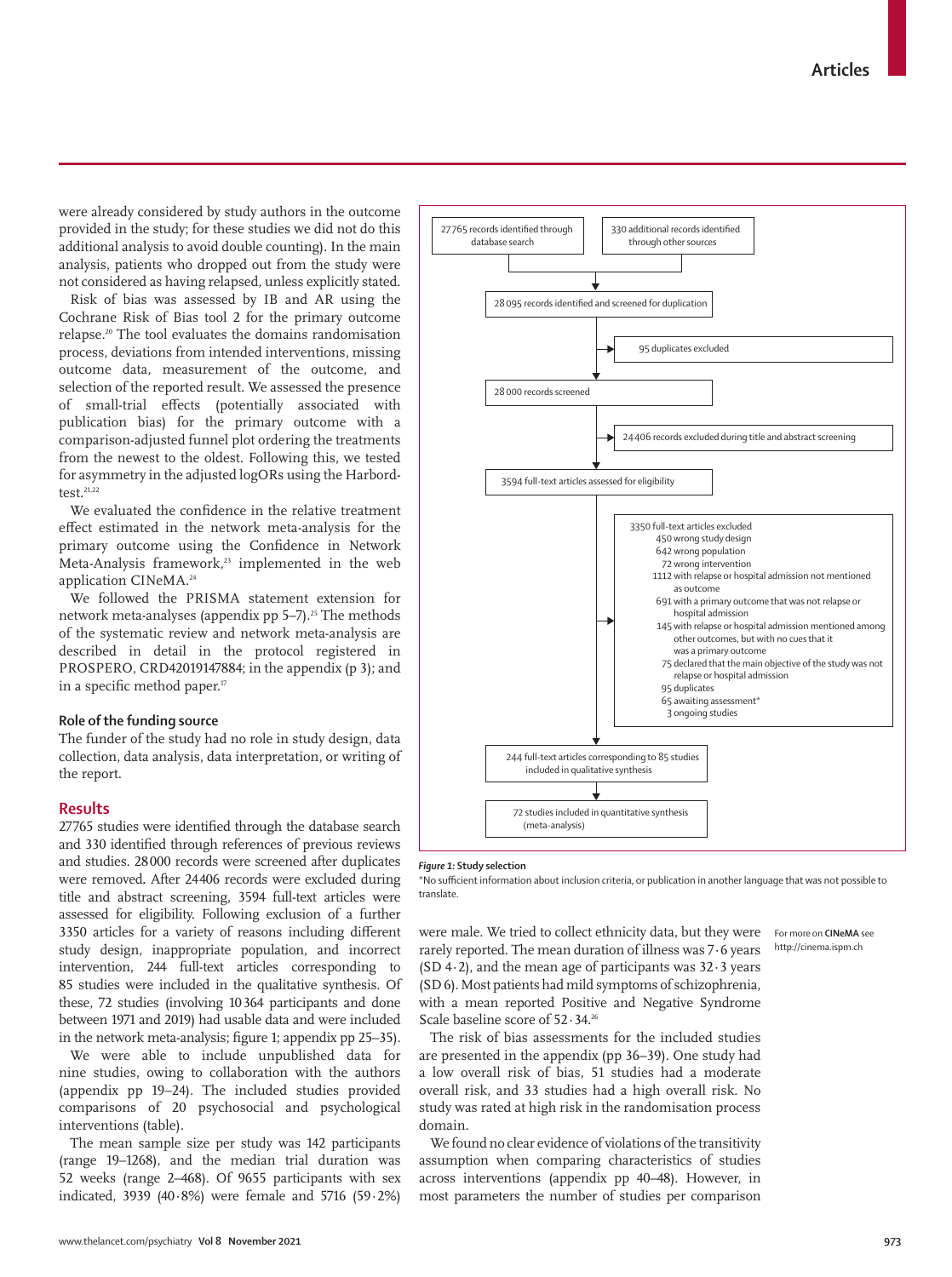were already considered by study authors in the outcome provided in the study; for these studies we did not do this additional analysis to avoid double counting). In the main analysis, patients who dropped out from the study were not considered as having relapsed, unless explicitly stated.

Risk of bias was assessed by IB and AR using the Cochrane Risk of Bias tool 2 for the primary outcome relapse.[20] The tool evaluates the domains randomisation process, deviations from intended interventions, missing outcome data, measurement of the outcome, and selection of the reported result. We assessed the presence of small-trial effects (potentially associated with publication bias) for the primary outcome with a comparison-adjusted funnel plot ordering the treatments from the newest to the oldest. Following this, we tested for asymmetry in the adjusted logORs using the Harbord-test.[21,22]

We evaluated the confidence in the relative treatment effect estimated in the network meta-analysis for the primary outcome using the Confidence in Network Meta-Analysis framework,[23] implemented in the web application CINeMA.[24]

We followed the PRISMA statement extension for network meta-analyses (appendix pp 5–7).[25] The methods of the systematic review and network meta-analysis are described in detail in the protocol registered in PROSPERO, CRD42019147884; in the appendix (p 3); and in a specific method paper.[17]

### Role of the funding source

The funder of the study had no role in study design, data collection, data analysis, data interpretation, or writing of the report.

## Results

27765 studies were identified through the database search and 330 identified through references of previous reviews and studies. 28000 records were screened after duplicates were removed. After 24406 records were excluded during title and abstract screening, 3594 full-text articles were assessed for eligibility. Following exclusion of a further 3350 articles for a variety of reasons including different study design, inappropriate population, and incorrect intervention, 244 full-text articles corresponding to 85 studies were included in the qualitative synthesis. Of these, 72 studies (involving 10364 participants and done between 1971 and 2019) had usable data and were included in the network meta-analysis; figure 1; appendix pp 25–35).

We were able to include unpublished data for nine studies, owing to collaboration with the authors (appendix pp 19–24). The included studies provided comparisons of 20 psychosocial and psychological interventions (table).

The mean sample size per study was 142 participants (range 19–1268), and the median trial duration was 52 weeks (range 2–468). Of 9655 participants with sex indicated, 3939 (40·8%) were female and 5716 (59·2%) were male. We tried to collect ethnicity data, but they were rarely reported. The mean duration of illness was 7·6 years (SD 4·2), and the mean age of participants was 32·3 years (SD 6). Most patients had mild symptoms of schizophrenia, with a mean reported Positive and Negative Syndrome Scale baseline score of 52·34.[26]

For more on **CINeMA** see http://cinema.ispm.ch

The risk of bias assessments for the included studies are presented in the appendix (pp 36–39). One study had a low overall risk of bias, 51 studies had a moderate overall risk, and 33 studies had a high overall risk. No study was rated at high risk in the randomisation process domain.

We found no clear evidence of violations of the transitivity assumption when comparing characteristics of studies across interventions (appendix pp 40–48). However, in most parameters the number of studies per comparison

- 27765 records identified through database search
- 330 additional records identified through other sources
- 28095 records identified and screened for duplication
  - 95 duplicates excluded
- 28000 records screened
  - 24406 records excluded during title and abstract screening
- 3594 full-text articles assessed for eligibility
  - 3350 full-text articles excluded
    - 450 wrong study design
    - 642 wrong population
    - 72 wrong intervention
    - 1112 with relapse or hospital admission not mentioned as outcome
    - 691 with a primary outcome that was not relapse or hospital admission
    - 145 with relapse or hospital admission mentioned among other outcomes, but with no cues that it was a primary outcome
    - 75 declared that the main objective of the study was not relapse or hospital admission
    - 95 duplicates
    - 65 awaiting assessment*
    - 3 ongoing studies
- 244 full-text articles corresponding to 85 studies included in qualitative synthesis
- 72 studies included in quantitative synthesis (meta-analysis)

***Figure 1:*** **Study selection**

*No sufficient information about inclusion criteria, or publication in another language that was not possible to translate.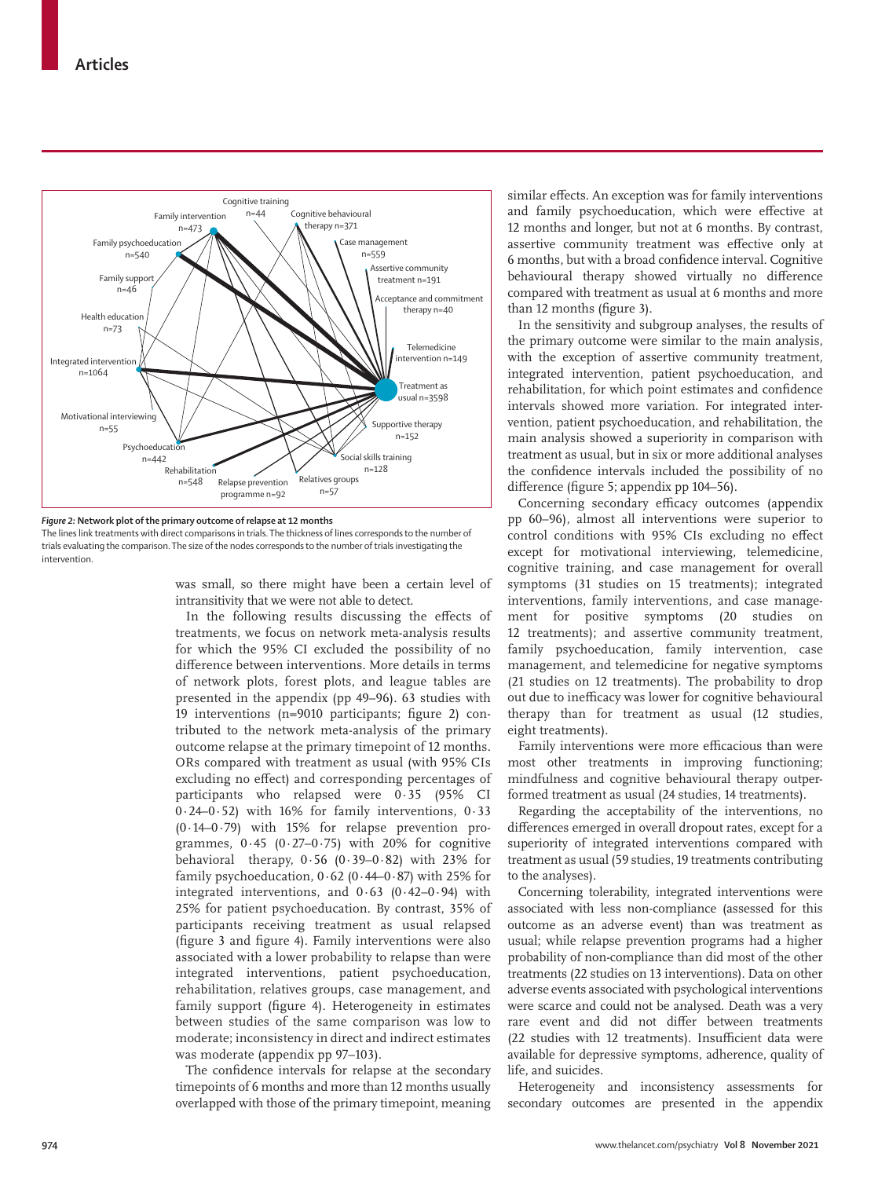Figure 2: Network plot of the primary outcome of relapse at 12 months

The lines link treatments with direct comparisons in trials. The thickness of lines corresponds to the number of trials evaluating the comparison. The size of the nodes corresponds to the number of trials investigating the intervention.

was small, so there might have been a certain level of intransitivity that we were not able to detect.

In the following results discussing the effects of treatments, we focus on network meta-analysis results for which the 95% CI excluded the possibility of no difference between interventions. More details in terms of network plots, forest plots, and league tables are presented in the appendix (pp 49–96). 63 studies with 19 interventions (n=9010 participants; figure 2) contributed to the network meta-analysis of the primary outcome relapse at the primary timepoint of 12 months. ORs compared with treatment as usual (with 95% CIs excluding no effect) and corresponding percentages of participants who relapsed were 0·35 (95% CI 0·24–0·52) with 16% for family interventions, 0·33 (0·14–0·79) with 15% for relapse prevention programmes, 0·45 (0·27–0·75) with 20% for cognitive behavioral therapy, 0·56 (0·39–0·82) with 23% for family psychoeducation, 0·62 (0·44–0·87) with 25% for integrated interventions, and 0·63 (0·42–0·94) with 25% for patient psychoeducation. By contrast, 35% of participants receiving treatment as usual relapsed (figure 3 and figure 4). Family interventions were also associated with a lower probability to relapse than were integrated interventions, patient psychoeducation, rehabilitation, relatives groups, case management, and family support (figure 4). Heterogeneity in estimates between studies of the same comparison was low to moderate; inconsistency in direct and indirect estimates was moderate (appendix pp 97–103).

The confidence intervals for relapse at the secondary timepoints of 6 months and more than 12 months usually overlapped with those of the primary timepoint, meaning similar effects. An exception was for family interventions and family psychoeducation, which were effective at 12 months and longer, but not at 6 months. By contrast, assertive community treatment was effective only at 6 months, but with a broad confidence interval. Cognitive behavioural therapy showed virtually no difference compared with treatment as usual at 6 months and more than 12 months (figure 3).

In the sensitivity and subgroup analyses, the results of the primary outcome were similar to the main analysis, with the exception of assertive community treatment, integrated intervention, patient psychoeducation, and rehabilitation, for which point estimates and confidence intervals showed more variation. For integrated intervention, patient psychoeducation, and rehabilitation, the main analysis showed a superiority in comparison with treatment as usual, but in six or more additional analyses the confidence intervals included the possibility of no difference (figure 5; appendix pp 104–56).

Concerning secondary efficacy outcomes (appendix pp 60–96), almost all interventions were superior to control conditions with 95% CIs excluding no effect except for motivational interviewing, telemedicine, cognitive training, and case management for overall symptoms (31 studies on 15 treatments); integrated interventions, family interventions, and case management for positive symptoms (20 studies on 12 treatments); and assertive community treatment, family psychoeducation, family intervention, case management, and telemedicine for negative symptoms (21 studies on 12 treatments). The probability to drop out due to inefficacy was lower for cognitive behavioural therapy than for treatment as usual (12 studies, eight treatments).

Family interventions were more efficacious than were most other treatments in improving functioning; mindfulness and cognitive behavioural therapy outperformed treatment as usual (24 studies, 14 treatments).

Regarding the acceptability of the interventions, no differences emerged in overall dropout rates, except for a superiority of integrated interventions compared with treatment as usual (59 studies, 19 treatments contributing to the analyses).

Concerning tolerability, integrated interventions were associated with less non-compliance (assessed for this outcome as an adverse event) than was treatment as usual; while relapse prevention programs had a higher probability of non-compliance than did most of the other treatments (22 studies on 13 interventions). Data on other adverse events associated with psychological interventions were scarce and could not be analysed. Death was a very rare event and did not differ between treatments (22 studies with 12 treatments). Insufficient data were available for depressive symptoms, adherence, quality of life, and suicides.

Heterogeneity and inconsistency assessments for secondary outcomes are presented in the appendix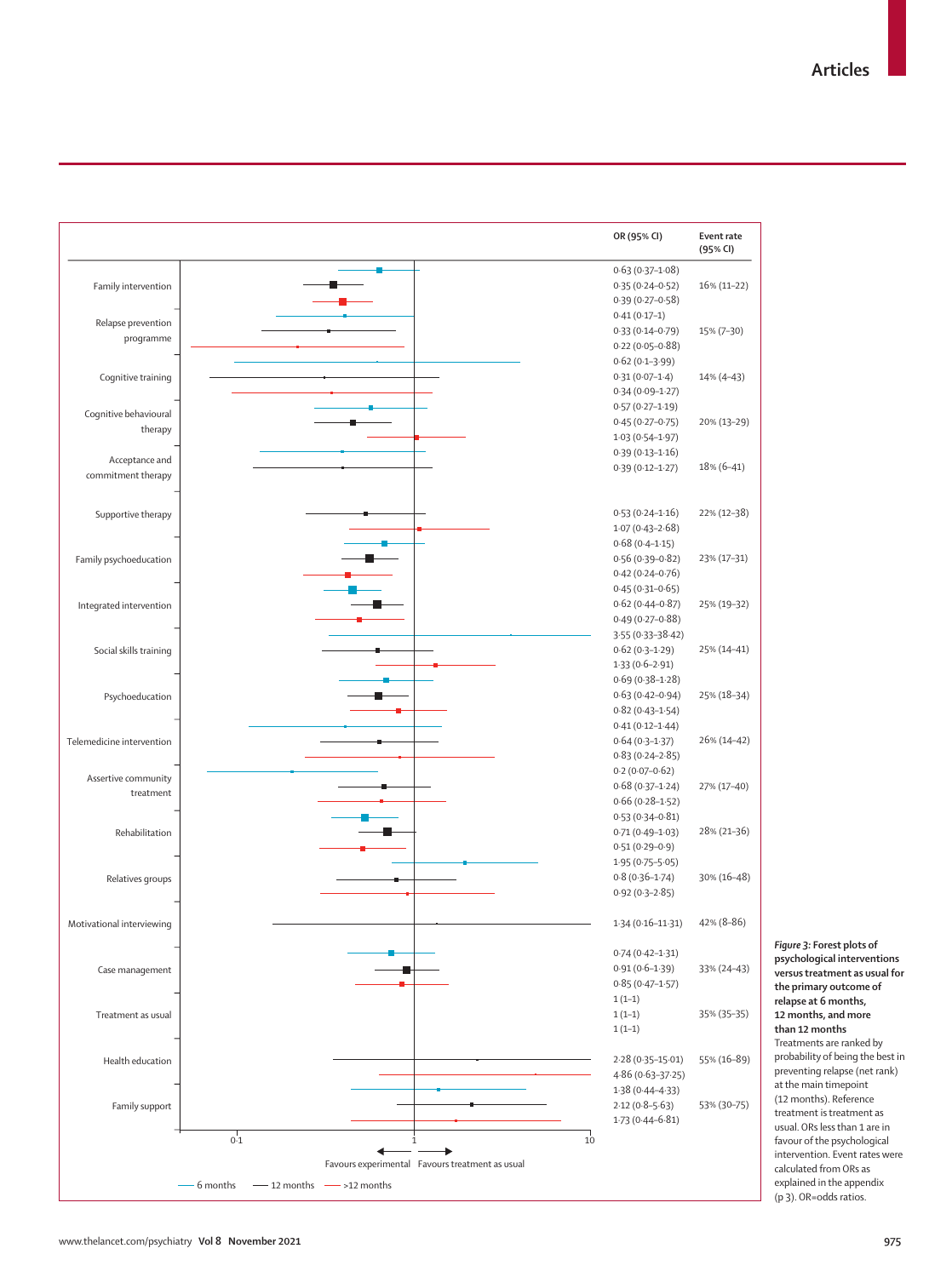| Intervention | OR (95% CI) | Event rate (95% CI) |
|---|---|---|
| Family intervention | 0·63 (0·37–1·08) | |
| | 0·35 (0·24–0·52) | 16% (11–22) |
| | 0·39 (0·27–0·58) | |
| Relapse prevention programme | 0·41 (0·17–1) | |
| | 0·33 (0·14–0·79) | 15% (7–30) |
| | 0·22 (0·05–0·88) | |
| Cognitive training | 0·62 (0·1–3·99) | |
| | 0·31 (0·07–1·4) | 14% (4–43) |
| | 0·34 (0·09–1·27) | |
| Cognitive behavioural therapy | 0·57 (0·27–1·19) | |
| | 0·45 (0·27–0·75) | 20% (13–29) |
| | 1·03 (0·54–1·97) | |
| Acceptance and commitment therapy | 0·39 (0·13–1·16) | |
| | 0·39 (0·12–1·27) | 18% (6–41) |
| Supportive therapy | 0·53 (0·24–1·16) | 22% (12–38) |
| | 1·07 (0·43–2·68) | |
| Family psychoeducation | 0·68 (0·4–1·15) | |
| | 0·56 (0·39–0·82) | 23% (17–31) |
| | 0·42 (0·24–0·76) | |
| Integrated intervention | 0·45 (0·31–0·65) | |
| | 0·62 (0·44–0·87) | 25% (19–32) |
| | 0·49 (0·27–0·88) | |
| Social skills training | 3·55 (0·33–38·42) | |
| | 0·62 (0·3–1·29) | 25% (14–41) |
| | 1·33 (0·6–2·91) | |
| Psychoeducation | 0·69 (0·38–1·28) | |
| | 0·63 (0·42–0·94) | 25% (18–34) |
| | 0·82 (0·43–1·54) | |
| Telemedicine intervention | 0·41 (0·12–1·44) | |
| | 0·64 (0·3–1·37) | 26% (14–42) |
| | 0·83 (0·24–2·85) | |
| Assertive community treatment | 0·2 (0·07–0·62) | |
| | 0·68 (0·37–1·24) | 27% (17–40) |
| | 0·66 (0·28–1·52) | |
| Rehabilitation | 0·53 (0·34–0·81) | |
| | 0·71 (0·49–1·03) | 28% (21–36) |
| | 0·51 (0·29–0·9) | |
| Relatives groups | 1·95 (0·75–5·05) | |
| | 0·8 (0·36–1·74) | 30% (16–48) |
| | 0·92 (0·3–2·85) | |
| Motivational interviewing | 1·34 (0·16–11·31) | 42% (8–86) |
| Case management | 0·74 (0·42–1·31) | |
| | 0·91 (0·6–1·39) | 33% (24–43) |
| | 0·85 (0·47–1·57) | |
| Treatment as usual | 1 (1–1) | |
| | 1 (1–1) | 35% (35–35) |
| | 1 (1–1) | |
| Health education | 2·28 (0·35–15·01) | 55% (16–89) |
| | 4·86 (0·63–37·25) | |
| Family support | 1·38 (0·44–4·33) | |
| | 2·12 (0·8–5·63) | 53% (30–75) |
| | 1·73 (0·44–6·81) | |

Favours experimental ← 1 → Favours treatment as usual (axis: 0·1, 1, 10)

Legend: 6 months; 12 months; >12 months

***Figure 3:* Forest plots of psychological interventions versus treatment as usual for the primary outcome of relapse at 6 months, 12 months, and more than 12 months**
Treatments are ranked by probability of being the best in preventing relapse (net rank) at the main timepoint (12 months). Reference treatment is treatment as usual. ORs less than 1 are in favour of the psychological intervention. Event rates were calculated from ORs as explained in the appendix (p 3). OR=odds ratios.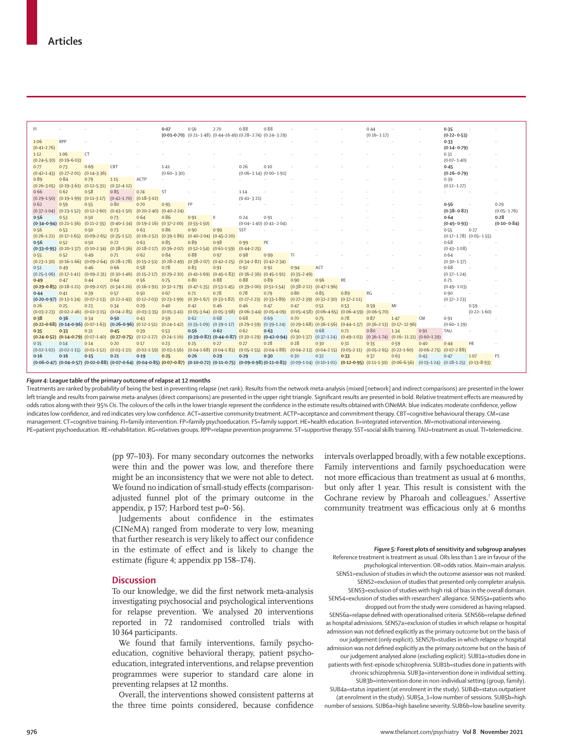| FI | .. | .. | .. | .. | **0·07 (0·01–0·70)** | 0·56 (0·21–1·48) | 2·70 (0·44–16·49) | 0·88 (0·28–2·74) | 0·88 (0·24–3·29) | .. | .. | .. | 0·44 (0·16–1·17) | .. | .. | **0·35 (0·22–0·53)** | .. | .. |
|---|---|---|---|---|---|---|---|---|---|---|---|---|---|---|---|---|---|---|
| 1·06 (0·41–2·76) | RPP | .. | .. | .. | .. | .. | .. | .. | .. | .. | .. | .. | .. | .. | .. | **0·33 (0·14–0·79)** | .. | .. |
| 1·12 (0·24–5·30) | 1·06 (0·19–6·03) | CT | .. | .. | .. | .. | .. | .. | .. | .. | .. | .. | .. | .. | .. | 0·31 (0·07–1·40) | .. | .. |
| 0·77 (0·42–1·43) | 0·73 (0·27–2·01) | 0·69 (0·14–3·36) | CBT | .. | 1·41 (0·60–3·30) | .. | .. | 0·26 (0·06–1·14) | 0·10 (0·00–1·91) | .. | .. | .. | .. | .. | .. | **0·45 (0·26–0·79)** | .. | .. |
| 0·89 (0·26–3·05) | 0·84 (0·19–3·61) | 0·79 (0·12–5·31) | 1·15 (0·32–4·12) | ACTP | .. | .. | .. | .. | .. | .. | .. | .. | .. | .. | .. | 0·39 (0·12–1·27) | .. | .. |
| 0·66 (0·29–1·50) | 0·62 (0·19–1·99) | 0·58 (0·11–3·17) | 0·85 (0·42–1·70) | 0·74 (0·18–3·02) | ST | .. | .. | 1·14 (0·41–3·21) | .. | .. | .. | .. | .. | .. | .. | .. | .. | .. |
| 0·62 (0·37–1·04) | 0·59 (0·23–1·52) | 0·55 (0·12–2·60) | 0·80 (0·43–1·50) | 0·70 (0·20–2·40) | 0·95 (0·40–2·24) | FP | .. | .. | .. | .. | .. | .. | .. | .. | .. | **0·56 (0·38–0·82)** | .. | 0·29 (0·05–1·76) |
| **0·56 (0·34–0·94)** | 0·53 (0·21–1·36) | 0·50 (0·11–2·35) | 0·73 (0·40–1·34) | 0·64 (0·19–2·16) | 0·86 (0·37–2·00) | 0·91 (0·55–1·50) | II | 0·24 (0·04–1·40) | 0·91 (0·41–2·04) | .. | .. | .. | .. | .. | .. | **0·64 (0·45–0·93)** | .. | **0·28 (0·10–0·84)** |
| 0·56 (0·26–1·21) | 0·53 (0·17–1·65) | 0·50 (0·09–2·65) | 0·73 (0·35–1·52) | 0·63 (0·16–2·52) | 0·86 (0·39–1·86) | 0·90 (0·40–2·04) | 0·99 (0·45–2·20) | SST | .. | .. | .. | .. | .. | .. | .. | 0·55 (0·17–1·78) | 0·27 (0·05–1·55) | .. |
| **0·56 (0·33–0·95)** | 0·52 (0·20–1·37) | 0·50 (0·10–2·34) | 0·72 (0·38–1·36) | 0·63 (0·18–2·17) | 0·85 (0·36–2·02) | 0·89 (0·52–1·54) | 0·98 (0·61–1·59) | 0·99 (0·44–2·25) | PE | .. | .. | .. | .. | .. | .. | 0·68 (0·43–1·08) | .. | .. |
| 0·55 (0·23–1·30) | 0·52 (0·16–1·66) | 0·49 (0·09–2·64) | 0·71 (0·28–1·78) | 0·62 (0·15–2·51) | 0·84 (0·28–2·49) | 0·88 (0·38–2·07) | 0·97 (0·42–2·25) | 0·98 (0·34–2·82) | 0·99 (0·42–2·34) | TI | .. | .. | .. | .. | .. | 0·64 (0·30–1·37) | .. | .. |
| 0·51 (0·25–1·06) | 0·49 (0·17–1·41) | 0·46 (0·09–2·31) | 0·66 (0·30–1·46) | 0·58 (0·15–2·17) | 0·78 (0·29–2·10) | 0·83 (0·41–1·69) | 0·91 (0·45–1·83) | 0·92 (0·36–2·36) | 0·92 (0·45–1·91) | 0·94 (0·35–2·49) | ACT | .. | .. | .. | .. | 0·68 (0·37–1·24) | .. | .. |
| **0·49 (0·29–0·85)** | 0·47 (0·18–1·21) | 0·44 (0·09–2·07) | 0·64 (0·34–1·20) | 0·56 (0·16–1·91) | 0·75 (0·32–1·79) | 0·80 (0·47–1·35) | 0·88 (0·53–1·45) | 0·88 (0·39–2·00) | 0·89 (0·51–1·54) | 0·90 (0·38–2·12) | 0·96 (0·47–1·96) | RE | .. | .. | .. | 0·71 (0·49–1·03) | .. | .. |
| **0·44 (0·20–0·97)** | 0·41 (0·13–1·34) | 0·39 (0·07–2·13) | 0·57 (0·22–1·43) | 0·50 (0·12–2·03) | 0·67 (0·23–1·99) | 0·71 (0·30–1·67) | 0·78 (0·33–1·82) | 0·78 (0·27–2·23) | 0·79 (0·33–1·89) | 0·80 (0·27–2·39) | 0·85 (0·32–2·30) | 0·89 (0·37–2·11) | RG | .. | .. | 0·90 (0·37–2·23) | .. | .. |
| 0·26 (0·03–2·23) | 0·25 (0·02–2·46) | 0·23 (0·02–3·15) | 0·34 (0·04–2·85) | 0·29 (0·03–3·35) | 0·40 (0·05–3·41) | 0·42 (0·05–3·64) | 0·46 (0·05–3·98) | 0·46 (0·06–3·44) | 0·47 (0·05–4·09) | 0·47 (0·05–4·58) | 0·51 (0·06–4·65) | 0·53 (0·06–4·59) | 0·59 (0·06–5·70) | MI | .. | .. | 0·59 (0·22–1·60) | .. |
| **0·38 (0·22–0·68)** | **0·36 (0·14–0·96)** | 0·34 (0·07–1·63) | **0·50 (0·26–0·96)** | 0·43 (0·12–1·51) | 0·59 (0·24–1·42) | 0·62 (0·35–1·09) | 0·68 (0·39–1·17) | 0·68 (0·29–1·59) | 0·69 (0·39–1·24) | 0·70 (0·29–1·68) | 0·75 (0·36–1·56) | 0·78 (0·44–1·37) | 0·87 (0·36–2·13) | 1·47 (0·17–12·96) | CM | 0·91 (0·60–1·39) | .. | .. |
| **0·35 (0·24–0·52)** | **0·33 (0·14–0·79)** | 0·31 (0·07–1·40) | **0·45 (0·27–0·75)** | 0·39 (0·12–1·27) | 0·53 (0·24–1·16) | **0·56 (0·39–0·82)** | **0·62 (0·44–0·87)** | 0·62 (0·30–1·29) | **0·63 (0·42–0·94)** | 0·64 (0·30–1·37) | 0·68 (0·37–1·24) | 0·71 (0·49–1·03) | 0·80 (0·36–1·74) | 1·34 (0·16–11·31) | 0·91 (0·60–1·39) | TAU | .. | .. |
| 0·15 (0·02–1·02) | 0·14 (0·02–1·15) | 0·14 (0·01–1·52) | 0·20 (0·03–1·31) | 0·17 (0·02–1·59) | 0·23 (0·03–1·56) | 0·25 (0·04–1·68) | 0·27 (0·04–1·83) | 0·27 (0·05–1·55) | 0·28 (0·04–1·88) | 0·28 (0·04–2·13) | 0·30 (0·04–2·15) | 0·31 (0·05–2·11) | 0·35 (0·05–2·65) | 0·59 (0·22–1·60) | 0·40 (0·06–2·75) | 0·44 (0·07–2·88) | HE | .. |
| **0·16 (0·06–0·47)** | **0·16 (0·04–0·57)** | **0·15 (0·02–0·88)** | **0·21 (0·07–0·64)** | **0·19 (0·04–0·85)** | **0·25 (0·07–0·87)** | **0·26 (0·10–0·72)** | **0·29 (0·11–0·75)** | **0·29 (0·09–0·98)** | **0·30 (0·11–0·83)** | 0·30 (0·09–1·04) | 0·32 (0·10–1·01) | **0·33 (0·12–0·95)** | 0·37 (0·11–1·30) | 0·63 (0·06–6·56) | 0·43 (0·15–1·24) | 0·47 (0·18–1·25) | 1·07 (0·13–8·93) | FS |

*Figure 4:* **League table of the primary outcome of relapse at 12 months**
Treatments are ranked by probability of being the best in preventing relapse (net rank). Results from the network meta-analysis (mixed [network] and indirect comparisons) are presented in the lower left triangle and results from pairwise meta-analyses (direct comparisons) are presented in the upper right triangle. Significant results are presented in bold. Relative treatment effects are measured by odds ratios along with their 95% CIs. The colours of the cells in the lower triangle represent the confidence in the estimate results obtained with CINeMA: blue indicates moderate confidence, yellow indicates low confidence, and red indicates very low confidence. ACT=assertive community treatment. ACTP=acceptance and commitment therapy. CBT=cognitive behavioural therapy. CM=case management. CT=cognitive training. FI=family intervention. FP=family psychoeducation. FS=family support. HE=health education. II=integrated intervention. MI=motivational interviewing. PE=patient psychoeducation. RE=rehabilitation. RG=relatives groups. RPP=relapse prevention programme. ST=supportive therapy. SST=social skills training. TAU=treatment as usual. TI=telemedicine.

(pp 97–103). For many secondary outcomes the networks were thin and the power was low, and therefore there might be an inconsistency that we were not able to detect. We found no indication of small-study effects (comparison-adjusted funnel plot of the primary outcome in the appendix, p 157; Harbord test p=0·56).

Judgements about confidence in the estimates (CINeMA) ranged from moderate to very low, meaning that further research is very likely to affect our confidence in the estimate of effect and is likely to change the estimate (figure 4; appendix pp 158–174).

## Discussion

To our knowledge, we did the first network meta-analysis investigating psychosocial and psychological interventions for relapse prevention. We analysed 20 interventions reported in 72 randomised controlled trials with 10 364 participants.

We found that family interventions, family psychoeducation, cognitive behavioral therapy, patient psychoeducation, integrated interventions, and relapse prevention programmes were superior to standard care alone in preventing relapses at 12 months.

Overall, the interventions showed consistent patterns at the three time points considered, because confidence intervals overlapped broadly, with a few notable exceptions. Family interventions and family psychoeducation were not more efficacious than treatment as usual at 6 months, but only after 1 year. This result is consistent with the Cochrane review by Pharoah and colleagues.[7] Assertive community treatment was efficacious only at 6 months

*Figure 5:* **Forest plots of sensitivity and subgroup analyses**
Reference treatment is treatment as usual. ORs less than 1 are in favour of the psychological intervention. OR=odds ratios. Main=main analysis. SENS1=exclusion of studies in which the outcome assessor was not masked. SENS2=exclusion of studies that presented only completer analysis. SENS3=exclusion of studies with high risk of bias in the overall domain. SENS4=exclusion of studies with researchers' allegiance. SENS5a=patients who dropped out from the study were considered as having relapsed. SENS6a=relapse defined with operationalised criteria. SENS6b=relapse defined as hospital admissions. SENS7a=exclusion of studies in which relapse or hospital admission was not defined explicitly as the primary outcome but on the basis of our judgement (only explicit). SENS7b=studies in which relapse or hospital admission was not defined explicitly as the primary outcome but on the basis of our judgement analysed alone (excluding explicit). SUB1a=studies done in patients with first-episode schizophrenia. SUB1b=studies done in patients with chronic schizophrenia. SUB3a=intervention done in individual setting. SUB3b=intervention done in non-individual setting (group, family). SUB4a=status inpatient (at enrolment in the study). SUB4b=status outpatient (at enrolment in the study). SUB5a_1=low number of sessions. SUB5b=high number of sessions. SUB6a=high baseline severity. SUB6b=low baseline severity.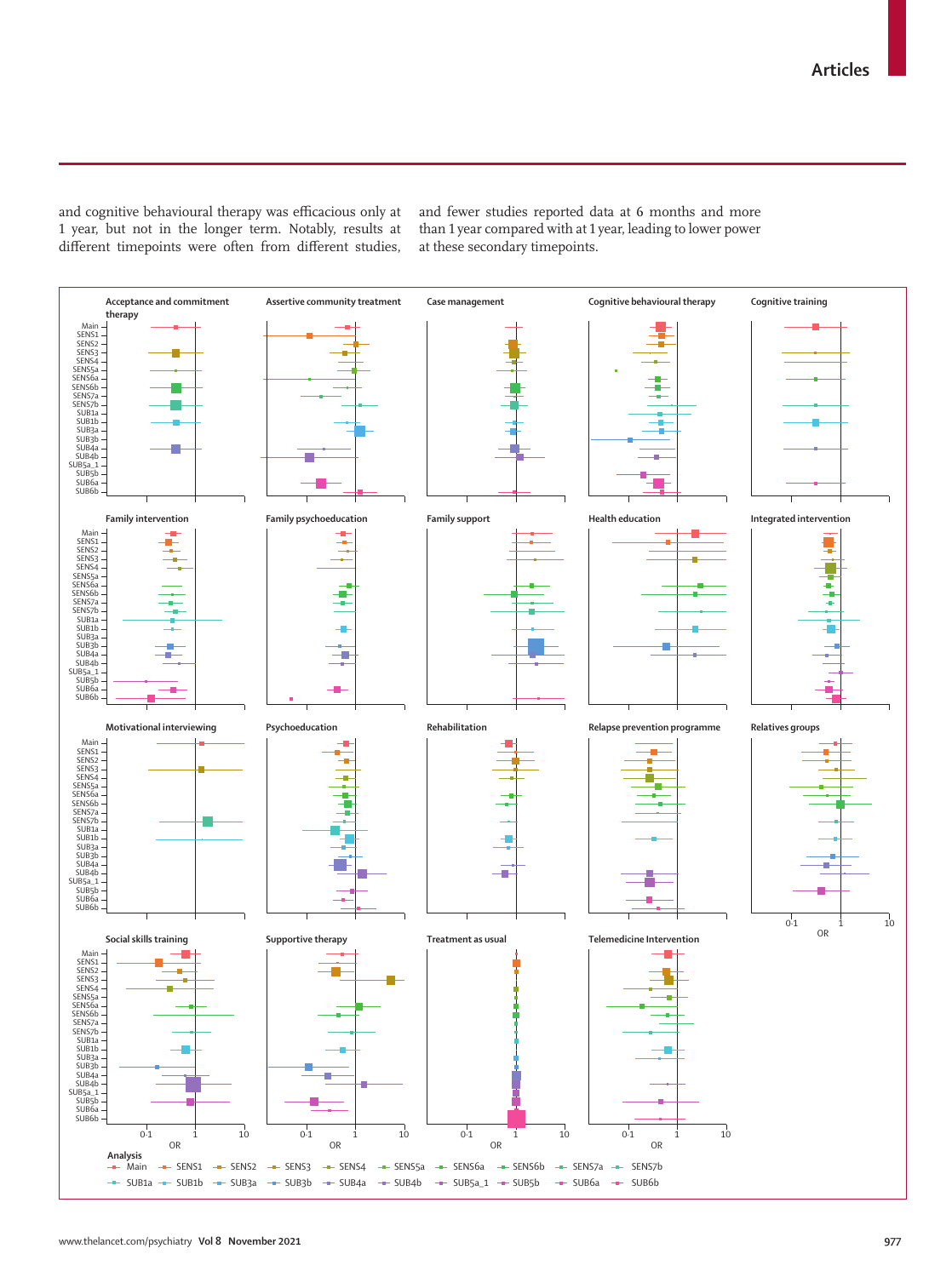and cognitive behavioural therapy was efficacious only at 1 year, but not in the longer term. Notably, results at different timepoints were often from different studies, and fewer studies reported data at 6 months and more than 1 year compared with at 1 year, leading to lower power at these secondary timepoints.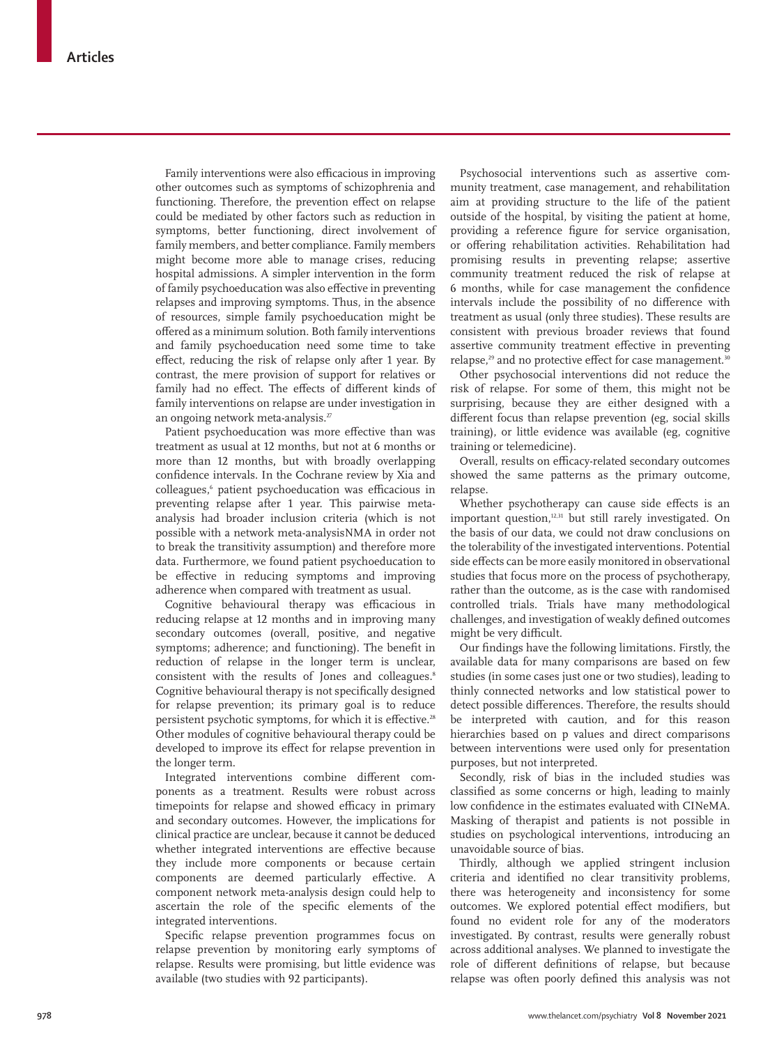Family interventions were also efficacious in improving other outcomes such as symptoms of schizophrenia and functioning. Therefore, the prevention effect on relapse could be mediated by other factors such as reduction in symptoms, better functioning, direct involvement of family members, and better compliance. Family members might become more able to manage crises, reducing hospital admissions. A simpler intervention in the form of family psychoeducation was also effective in preventing relapses and improving symptoms. Thus, in the absence of resources, simple family psychoeducation might be offered as a minimum solution. Both family interventions and family psychoeducation need some time to take effect, reducing the risk of relapse only after 1 year. By contrast, the mere provision of support for relatives or family had no effect. The effects of different kinds of family interventions on relapse are under investigation in an ongoing network meta-analysis.[27]

Patient psychoeducation was more effective than was treatment as usual at 12 months, but not at 6 months or more than 12 months, but with broadly overlapping confidence intervals. In the Cochrane review by Xia and colleagues,[6] patient psychoeducation was efficacious in preventing relapse after 1 year. This pairwise meta-analysis had broader inclusion criteria (which is not possible with a network meta-analysisNMA in order not to break the transitivity assumption) and therefore more data. Furthermore, we found patient psychoeducation to be effective in reducing symptoms and improving adherence when compared with treatment as usual.

Cognitive behavioural therapy was efficacious in reducing relapse at 12 months and in improving many secondary outcomes (overall, positive, and negative symptoms; adherence; and functioning). The benefit in reduction of relapse in the longer term is unclear, consistent with the results of Jones and colleagues.[8] Cognitive behavioural therapy is not specifically designed for relapse prevention; its primary goal is to reduce persistent psychotic symptoms, for which it is effective.[28] Other modules of cognitive behavioural therapy could be developed to improve its effect for relapse prevention in the longer term.

Integrated interventions combine different components as a treatment. Results were robust across timepoints for relapse and showed efficacy in primary and secondary outcomes. However, the implications for clinical practice are unclear, because it cannot be deduced whether integrated interventions are effective because they include more components or because certain components are deemed particularly effective. A component network meta-analysis design could help to ascertain the role of the specific elements of the integrated interventions.

Specific relapse prevention programmes focus on relapse prevention by monitoring early symptoms of relapse. Results were promising, but little evidence was available (two studies with 92 participants).

Psychosocial interventions such as assertive community treatment, case management, and rehabilitation aim at providing structure to the life of the patient outside of the hospital, by visiting the patient at home, providing a reference figure for service organisation, or offering rehabilitation activities. Rehabilitation had promising results in preventing relapse; assertive community treatment reduced the risk of relapse at 6 months, while for case management the confidence intervals include the possibility of no difference with treatment as usual (only three studies). These results are consistent with previous broader reviews that found assertive community treatment effective in preventing relapse,[29] and no protective effect for case management.[30]

Other psychosocial interventions did not reduce the risk of relapse. For some of them, this might not be surprising, because they are either designed with a different focus than relapse prevention (eg, social skills training), or little evidence was available (eg, cognitive training or telemedicine).

Overall, results on efficacy-related secondary outcomes showed the same patterns as the primary outcome, relapse.

Whether psychotherapy can cause side effects is an important question,[12,31] but still rarely investigated. On the basis of our data, we could not draw conclusions on the tolerability of the investigated interventions. Potential side effects can be more easily monitored in observational studies that focus more on the process of psychotherapy, rather than the outcome, as is the case with randomised controlled trials. Trials have many methodological challenges, and investigation of weakly defined outcomes might be very difficult.

Our findings have the following limitations. Firstly, the available data for many comparisons are based on few studies (in some cases just one or two studies), leading to thinly connected networks and low statistical power to detect possible differences. Therefore, the results should be interpreted with caution, and for this reason hierarchies based on p values and direct comparisons between interventions were used only for presentation purposes, but not interpreted.

Secondly, risk of bias in the included studies was classified as some concerns or high, leading to mainly low confidence in the estimates evaluated with CINeMA. Masking of therapist and patients is not possible in studies on psychological interventions, introducing an unavoidable source of bias.

Thirdly, although we applied stringent inclusion criteria and identified no clear transitivity problems, there was heterogeneity and inconsistency for some outcomes. We explored potential effect modifiers, but found no evident role for any of the moderators investigated. By contrast, results were generally robust across additional analyses. We planned to investigate the role of different definitions of relapse, but because relapse was often poorly defined this analysis was not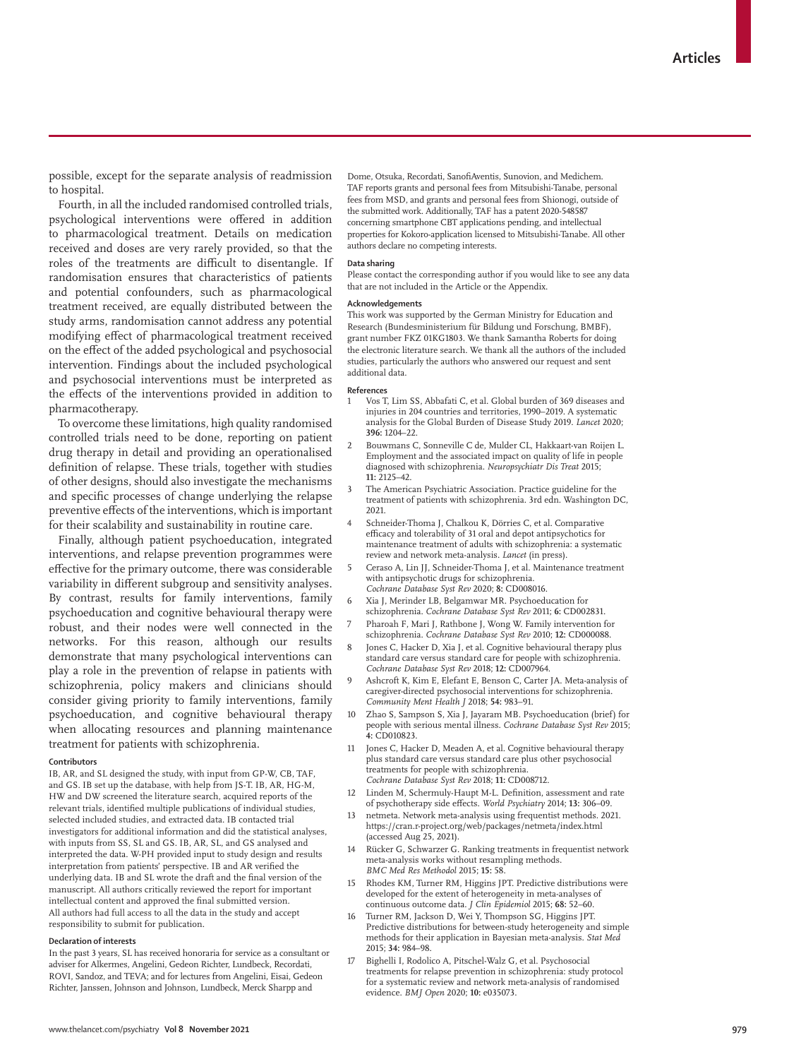possible, except for the separate analysis of readmission to hospital.

Fourth, in all the included randomised controlled trials, psychological interventions were offered in addition to pharmacological treatment. Details on medication received and doses are very rarely provided, so that the roles of the treatments are difficult to disentangle. If randomisation ensures that characteristics of patients and potential confounders, such as pharmacological treatment received, are equally distributed between the study arms, randomisation cannot address any potential modifying effect of pharmacological treatment received on the effect of the added psychological and psychosocial intervention. Findings about the included psychological and psychosocial interventions must be interpreted as the effects of the interventions provided in addition to pharmacotherapy.

To overcome these limitations, high quality randomised controlled trials need to be done, reporting on patient drug therapy in detail and providing an operationalised definition of relapse. These trials, together with studies of other designs, should also investigate the mechanisms and specific processes of change underlying the relapse preventive effects of the interventions, which is important for their scalability and sustainability in routine care.

Finally, although patient psychoeducation, integrated interventions, and relapse prevention programmes were effective for the primary outcome, there was considerable variability in different subgroup and sensitivity analyses. By contrast, results for family interventions, family psychoeducation and cognitive behavioural therapy were robust, and their nodes were well connected in the networks. For this reason, although our results demonstrate that many psychological interventions can play a role in the prevention of relapse in patients with schizophrenia, policy makers and clinicians should consider giving priority to family interventions, family psychoeducation, and cognitive behavioural therapy when allocating resources and planning maintenance treatment for patients with schizophrenia.

#### Contributors

IB, AR, and SL designed the study, with input from GP-W, CB, TAF, and GS. IB set up the database, with help from JS-T. IB, AR, HG-M, HW and DW screened the literature search, acquired reports of the relevant trials, identified multiple publications of individual studies, selected included studies, and extracted data. IB contacted trial investigators for additional information and did the statistical analyses, with inputs from SS, SL and GS. IB, AR, SL, and GS analysed and interpreted the data. W-PH provided input to study design and results interpretation from patients' perspective. IB and AR verified the underlying data. IB and SL wrote the draft and the final version of the manuscript. All authors critically reviewed the report for important intellectual content and approved the final submitted version. All authors had full access to all the data in the study and accept responsibility to submit for publication.

#### Declaration of interests

In the past 3 years, SL has received honoraria for service as a consultant or adviser for Alkermes, Angelini, Gedeon Richter, Lundbeck, Recordati, ROVI, Sandoz, and TEVA; and for lectures from Angelini, Eisai, Gedeon Richter, Janssen, Johnson and Johnson, Lundbeck, Merck Sharpp and Dome, Otsuka, Recordati, SanofiAventis, Sunovion, and Medichem. TAF reports grants and personal fees from Mitsubishi-Tanabe, personal fees from MSD, and grants and personal fees from Shionogi, outside of the submitted work. Additionally, TAF has a patent 2020-548587 concerning smartphone CBT applications pending, and intellectual properties for Kokoro-application licensed to Mitsubishi-Tanabe. All other authors declare no competing interests.

#### Data sharing

Please contact the corresponding author if you would like to see any data that are not included in the Article or the Appendix.

#### Acknowledgements

This work was supported by the German Ministry for Education and Research (Bundesministerium für Bildung und Forschung, BMBF), grant number FKZ 01KG1803. We thank Samantha Roberts for doing the electronic literature search. We thank all the authors of the included studies, particularly the authors who answered our request and sent additional data.

#### References

1. Vos T, Lim SS, Abbafati C, et al. Global burden of 369 diseases and injuries in 204 countries and territories, 1990–2019. A systematic analysis for the Global Burden of Disease Study 2019. *Lancet* 2020; **396:** 1204–22.
2. Bouwmans C, Sonneville C de, Mulder CL, Hakkaart-van Roijen L. Employment and the associated impact on quality of life in people diagnosed with schizophrenia. *Neuropsychiatr Dis Treat* 2015; **11:** 2125–42.
3. The American Psychiatric Association. Practice guideline for the treatment of patients with schizophrenia. 3rd edn. Washington DC, 2021.
4. Schneider-Thoma J, Chalkou K, Dörries C, et al. Comparative efficacy and tolerability of 31 oral and depot antipsychotics for maintenance treatment of adults with schizophrenia: a systematic review and network meta-analysis. *Lancet* (in press).
5. Ceraso A, Lin JJ, Schneider-Thoma J, et al. Maintenance treatment with antipsychotic drugs for schizophrenia. *Cochrane Database Syst Rev* 2020; **8:** CD008016.
6. Xia J, Merinder LB, Belgamwar MR. Psychoeducation for schizophrenia. *Cochrane Database Syst Rev* 2011; **6:** CD002831.
7. Pharoah F, Mari J, Rathbone J, Wong W. Family intervention for schizophrenia. *Cochrane Database Syst Rev* 2010; **12:** CD000088.
8. Jones C, Hacker D, Xia J, et al. Cognitive behavioural therapy plus standard care versus standard care for people with schizophrenia. *Cochrane Database Syst Rev* 2018; **12:** CD007964.
9. Ashcroft K, Kim E, Elefant E, Benson C, Carter JA. Meta-analysis of caregiver-directed psychosocial interventions for schizophrenia. *Community Ment Health J* 2018; **54:** 983–91.
10. Zhao S, Sampson S, Xia J, Jayaram MB. Psychoeducation (brief) for people with serious mental illness. *Cochrane Database Syst Rev* 2015; **4:** CD010823.
11. Jones C, Hacker D, Meaden A, et al. Cognitive behavioural therapy plus standard care versus standard care plus other psychosocial treatments for people with schizophrenia. *Cochrane Database Syst Rev* 2018; **11:** CD008712.
12. Linden M, Schermuly-Haupt M-L. Definition, assessment and rate of psychotherapy side effects. *World Psychiatry* 2014; **13:** 306–09.
13. netmeta. Network meta-analysis using frequentist methods. 2021. https://cran.r-project.org/web/packages/netmeta/index.html (accessed Aug 25, 2021).
14. Rücker G, Schwarzer G. Ranking treatments in frequentist network meta-analysis works without resampling methods. *BMC Med Res Methodol* 2015; **15:** 58.
15. Rhodes KM, Turner RM, Higgins JPT. Predictive distributions were developed for the extent of heterogeneity in meta-analyses of continuous outcome data. *J Clin Epidemiol* 2015; **68:** 52–60.
16. Turner RM, Jackson D, Wei Y, Thompson SG, Higgins JPT. Predictive distributions for between-study heterogeneity and simple methods for their application in Bayesian meta-analysis. *Stat Med* 2015; **34:** 984–98.
17. Bighelli I, Rodolico A, Pitschel-Walz G, et al. Psychosocial treatments for relapse prevention in schizophrenia: study protocol for a systematic review and network meta-analysis of randomised evidence. *BMJ Open* 2020; **10:** e035073.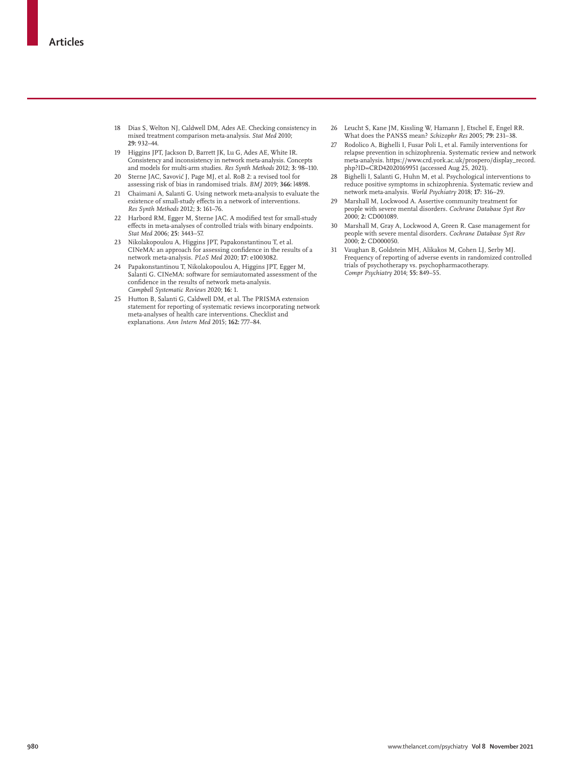18 Dias S, Welton NJ, Caldwell DM, Ades AE. Checking consistency in mixed treatment comparison meta-analysis. *Stat Med* 2010; **29:** 932–44.

19 Higgins JPT, Jackson D, Barrett JK, Lu G, Ades AE, White IR. Consistency and inconsistency in network meta-analysis. Concepts and models for multi-arm studies. *Res Synth Methods* 2012; **3:** 98–110.

20 Sterne JAC, Savović J, Page MJ, et al. RoB 2: a revised tool for assessing risk of bias in randomised trials. *BMJ* 2019; **366:** l4898.

21 Chaimani A, Salanti G. Using network meta-analysis to evaluate the existence of small-study effects in a network of interventions. *Res Synth Methods* 2012; **3:** 161–76.

22 Harbord RM, Egger M, Sterne JAC. A modified test for small-study effects in meta-analyses of controlled trials with binary endpoints. *Stat Med* 2006; **25:** 3443–57.

23 Nikolakopoulou A, Higgins JPT, Papakonstantinou T, et al. CINeMA: an approach for assessing confidence in the results of a network meta-analysis. *PLoS Med* 2020; **17:** e1003082.

24 Papakonstantinou T, Nikolakopoulou A, Higgins JPT, Egger M, Salanti G. CINeMA: software for semiautomated assessment of the confidence in the results of network meta-analysis. *Campbell Systematic Reviews* 2020; **16:** 1.

25 Hutton B, Salanti G, Caldwell DM, et al. The PRISMA extension statement for reporting of systematic reviews incorporating network meta-analyses of health care interventions. Checklist and explanations. *Ann Intern Med* 2015; **162:** 777–84.

26 Leucht S, Kane JM, Kissling W, Hamann J, Etschel E, Engel RR. What does the PANSS mean? *Schizophr Res* 2005; **79:** 231–38.

27 Rodolico A, Bighelli I, Fusar Poli L, et al. Family interventions for relapse prevention in schizophrenia. Systematic review and network meta-analysis. https://www.crd.york.ac.uk/prospero/display_record.php?ID=CRD42020169951 (accessed Aug 25, 2021).

28 Bighelli I, Salanti G, Huhn M, et al. Psychological interventions to reduce positive symptoms in schizophrenia. Systematic review and network meta-analysis. *World Psychiatry* 2018; **17:** 316–29.

29 Marshall M, Lockwood A. Assertive community treatment for people with severe mental disorders. *Cochrane Database Syst Rev* 2000; **2:** CD001089.

30 Marshall M, Gray A, Lockwood A, Green R. Case management for people with severe mental disorders. *Cochrane Database Syst Rev* 2000; **2:** CD000050.

31 Vaughan B, Goldstein MH, Alikakos M, Cohen LJ, Serby MJ. Frequency of reporting of adverse events in randomized controlled trials of psychotherapy vs. psychopharmacotherapy. *Compr Psychiatry* 2014; **55:** 849–55.